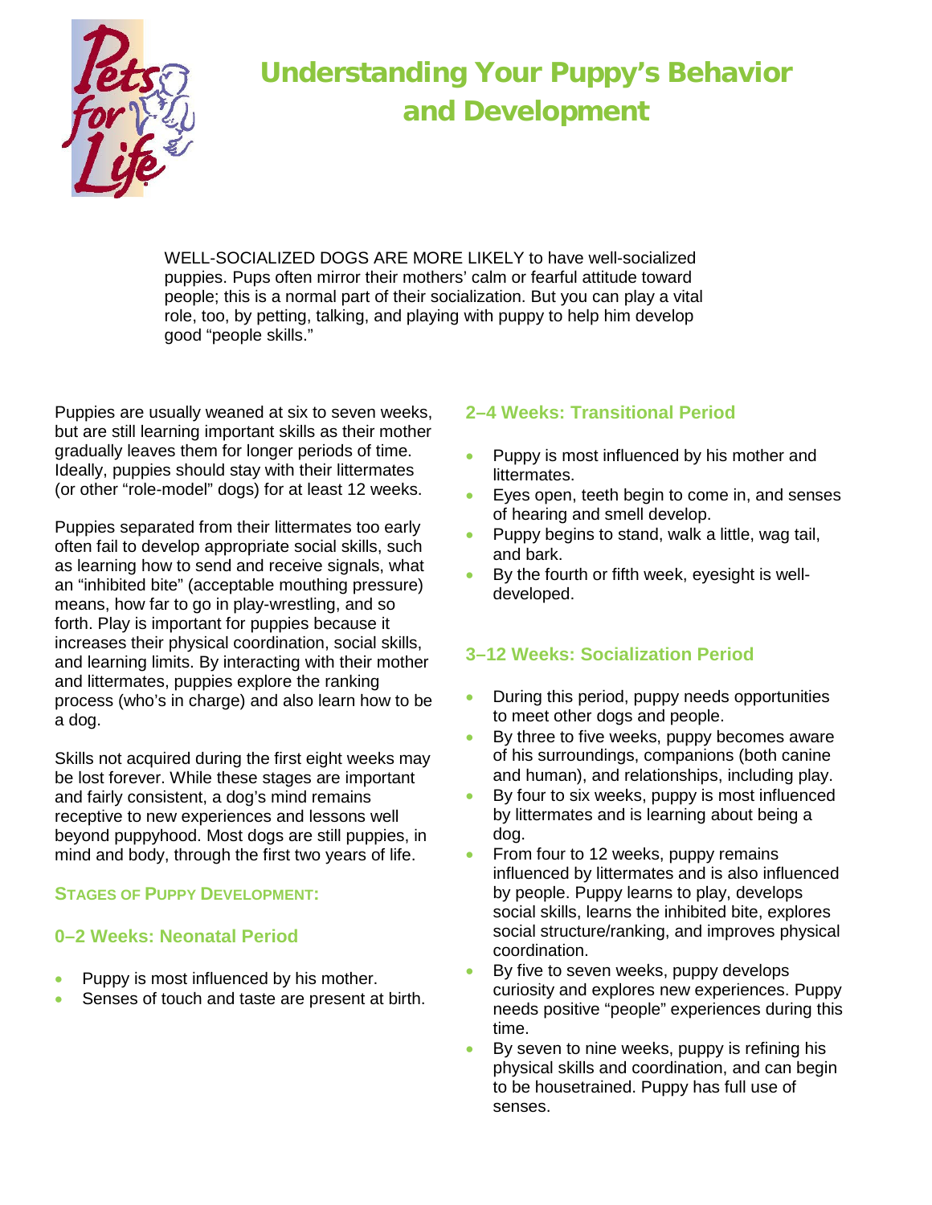# Understanding Your Puppy's Behavior and Development

WELL-SOCIALIZED DOGS ARE MORE LIKELY to have well-socialized puppies. Pups often mirror their mothers' calm or fearful attitude toward people; this is a normal part of their socialization. But you can play a vital role, too, by petting, talking, and playing with puppy to help him develop good "people skills."

Puppies are usually weaned at six to seven weeks, but are still learning important skills as their mother gradually leaves them for longer periods of time. Ideally, puppies should stay with their littermates (or other "role-model" dogs) for at least 12 weeks.

Puppies separated from their littermates too early often fail to develop appropriate social skills, such as learning how to send and receive signals, what an "inhibited bite" (acceptable mouthing pressure) means, how far to go in play-wrestling, and so forth. Play is important for puppies because it increases their physical coordination, social skills, and learning limits. By interacting with their mother and littermates, puppies explore the ranking process (who's in charge) and also learn how to be a dog.

Skills not acquired during the first eight weeks may be lost forever. While these stages are important and fairly consistent, a dog's mind remains receptive to new experiences and lessons well beyond puppyhood. Most dogs are still puppies, in mind and body, through the first two years of life.

## Stages of Puppy Development:

### 0–2 Weeks: Neonatal Period

- Puppy is most influenced by his mother.
- Senses of touch and taste are present at birth.

### 2–4 Weeks: Transitional Period

- Puppy is most influenced by his mother and littermates.
- Eyes open, teeth begin to come in, and senses of hearing and smell develop.
- Puppy begins to stand, walk a little, wag tail, and bark.
- By the fourth or fifth week, eyesight is well-developed.

### 3–12 Weeks: Socialization Period

- During this period, puppy needs opportunities to meet other dogs and people.
- By three to five weeks, puppy becomes aware of his surroundings, companions (both canine and human), and relationships, including play.
- By four to six weeks, puppy is most influenced by littermates and is learning about being a dog.
- From four to 12 weeks, puppy remains influenced by littermates and is also influenced by people. Puppy learns to play, develops social skills, learns the inhibited bite, explores social structure/ranking, and improves physical coordination.
- By five to seven weeks, puppy develops curiosity and explores new experiences. Puppy needs positive "people" experiences during this time.
- By seven to nine weeks, puppy is refining his physical skills and coordination, and can begin to be housetrained. Puppy has full use of senses.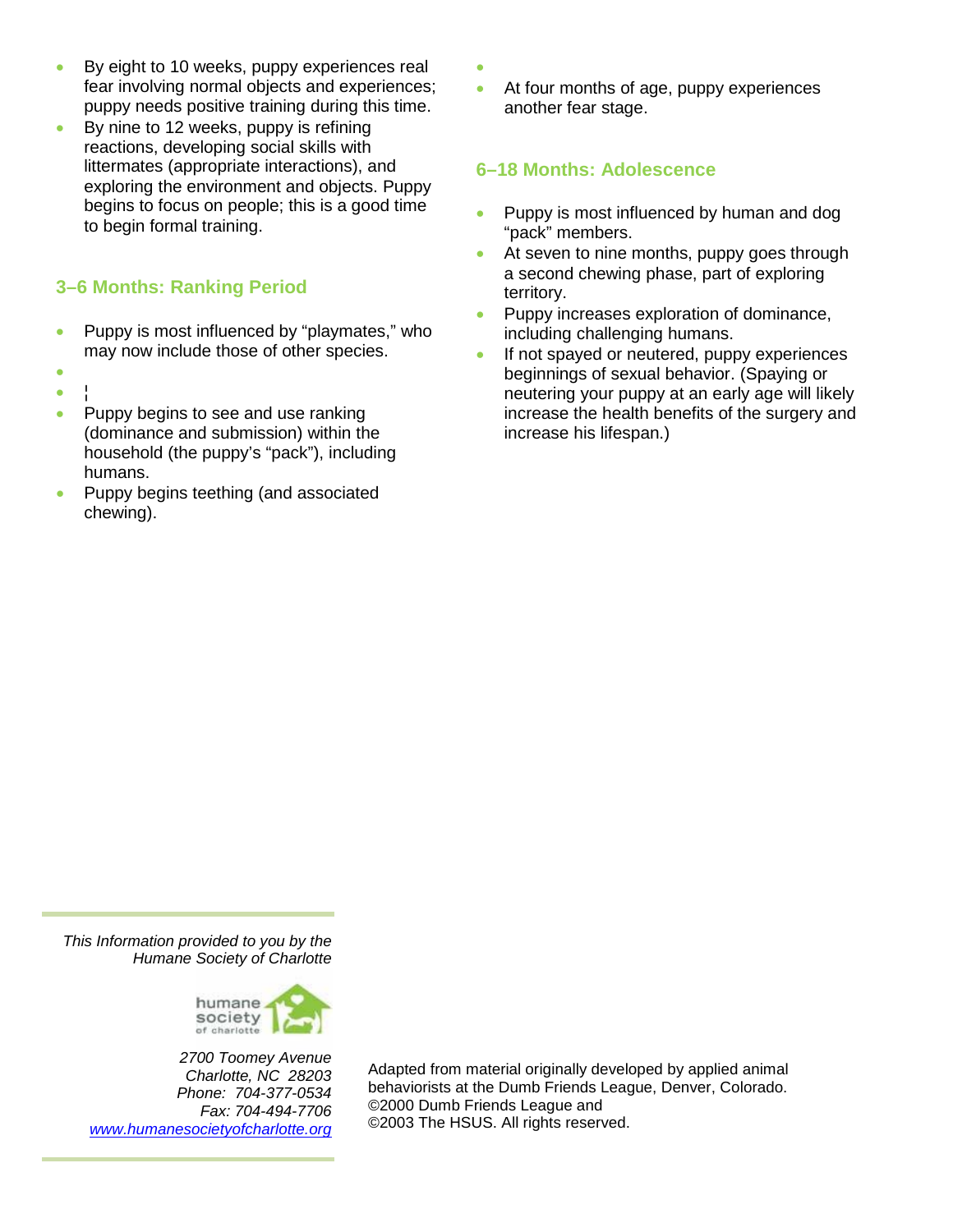- By eight to 10 weeks, puppy experiences real fear involving normal objects and experiences; puppy needs positive training during this time.
- By nine to 12 weeks, puppy is refining reactions, developing social skills with littermates (appropriate interactions), and exploring the environment and objects. Puppy begins to focus on people; this is a good time to begin formal training.

## 3–6 Months: Ranking Period

- Puppy is most influenced by "playmates," who may now include those of other species.
- 
- ¦
- Puppy begins to see and use ranking (dominance and submission) within the household (the puppy's "pack"), including humans.
- Puppy begins teething (and associated chewing).
- 
- At four months of age, puppy experiences another fear stage.

## 6–18 Months: Adolescence

- Puppy is most influenced by human and dog "pack" members.
- At seven to nine months, puppy goes through a second chewing phase, part of exploring territory.
- Puppy increases exploration of dominance, including challenging humans.
- If not spayed or neutered, puppy experiences beginnings of sexual behavior. (Spaying or neutering your puppy at an early age will likely increase the health benefits of the surgery and increase his lifespan.)

*This Information provided to you by the Humane Society of Charlotte*

humane society of charlotte

*2700 Toomey Avenue*
*Charlotte, NC 28203*
*Phone: 704-377-0534*
*Fax: 704-494-7706*
*www.humanesocietyofcharlotte.org*

Adapted from material originally developed by applied animal behaviorists at the Dumb Friends League, Denver, Colorado.
©2000 Dumb Friends League and
©2003 The HSUS. All rights reserved.